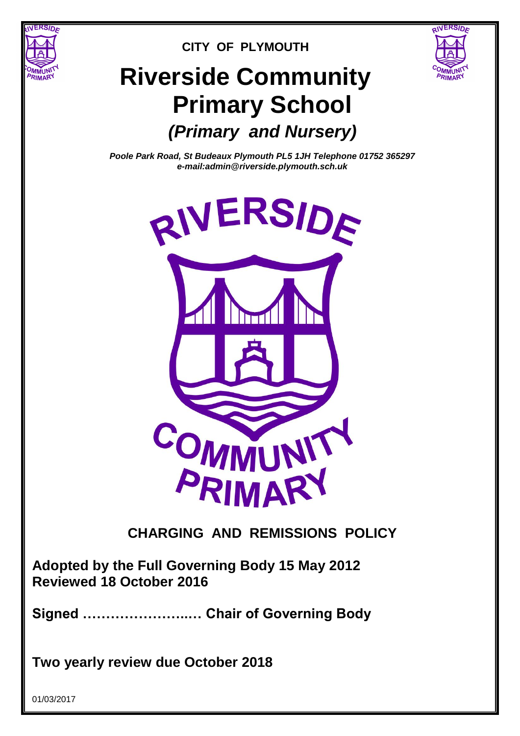**CITY OF PLYMOUTH**

# Riverside Community Primary School

## *(Primary and Nursery)*

***Poole Park Road, St Budeaux Plymouth PL5 1JH Telephone 01752 365297***
***e-mail:admin@riverside.plymouth.sch.uk***

## CHARGING AND REMISSIONS POLICY

**Adopted by the Full Governing Body 15 May 2012**
**Reviewed 18 October 2016**

**Signed ……………………..… Chair of Governing Body**

**Two yearly review due October 2018**

01/03/2017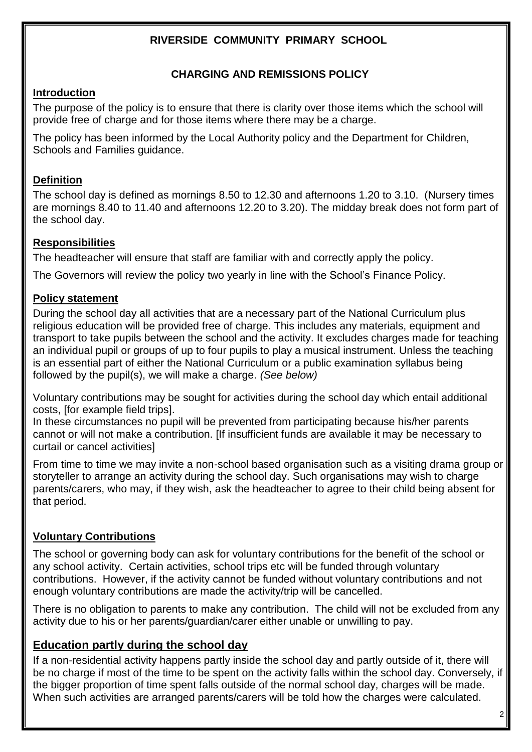# RIVERSIDE COMMUNITY PRIMARY SCHOOL

## CHARGING AND REMISSIONS POLICY

### Introduction

The purpose of the policy is to ensure that there is clarity over those items which the school will provide free of charge and for those items where there may be a charge.

The policy has been informed by the Local Authority policy and the Department for Children, Schools and Families guidance.

### Definition

The school day is defined as mornings 8.50 to 12.30 and afternoons 1.20 to 3.10. (Nursery times are mornings 8.40 to 11.40 and afternoons 12.20 to 3.20). The midday break does not form part of the school day.

### Responsibilities

The headteacher will ensure that staff are familiar with and correctly apply the policy.

The Governors will review the policy two yearly in line with the School's Finance Policy.

### Policy statement

During the school day all activities that are a necessary part of the National Curriculum plus religious education will be provided free of charge. This includes any materials, equipment and transport to take pupils between the school and the activity. It excludes charges made for teaching an individual pupil or groups of up to four pupils to play a musical instrument. Unless the teaching is an essential part of either the National Curriculum or a public examination syllabus being followed by the pupil(s), we will make a charge. *(See below)*

Voluntary contributions may be sought for activities during the school day which entail additional costs, [for example field trips].
In these circumstances no pupil will be prevented from participating because his/her parents cannot or will not make a contribution. [If insufficient funds are available it may be necessary to curtail or cancel activities]

From time to time we may invite a non-school based organisation such as a visiting drama group or storyteller to arrange an activity during the school day. Such organisations may wish to charge parents/carers, who may, if they wish, ask the headteacher to agree to their child being absent for that period.

### Voluntary Contributions

The school or governing body can ask for voluntary contributions for the benefit of the school or any school activity. Certain activities, school trips etc will be funded through voluntary contributions. However, if the activity cannot be funded without voluntary contributions and not enough voluntary contributions are made the activity/trip will be cancelled.

There is no obligation to parents to make any contribution. The child will not be excluded from any activity due to his or her parents/guardian/carer either unable or unwilling to pay.

### Education partly during the school day

If a non-residential activity happens partly inside the school day and partly outside of it, there will be no charge if most of the time to be spent on the activity falls within the school day. Conversely, if the bigger proportion of time spent falls outside of the normal school day, charges will be made. When such activities are arranged parents/carers will be told how the charges were calculated.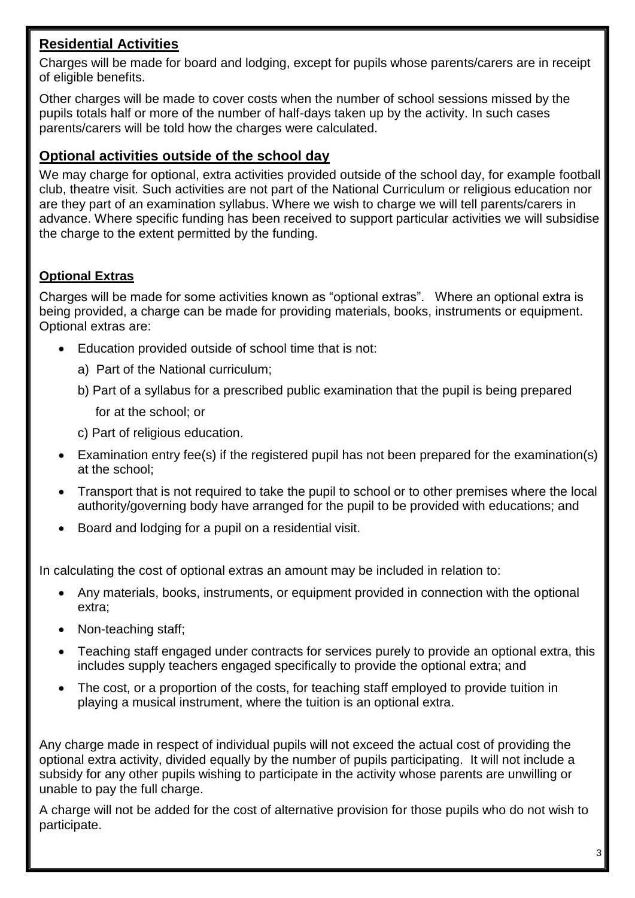## Residential Activities

Charges will be made for board and lodging, except for pupils whose parents/carers are in receipt of eligible benefits.

Other charges will be made to cover costs when the number of school sessions missed by the pupils totals half or more of the number of half-days taken up by the activity. In such cases parents/carers will be told how the charges were calculated.

## Optional activities outside of the school day

We may charge for optional, extra activities provided outside of the school day, for example football club, theatre visit. Such activities are not part of the National Curriculum or religious education nor are they part of an examination syllabus. Where we wish to charge we will tell parents/carers in advance. Where specific funding has been received to support particular activities we will subsidise the charge to the extent permitted by the funding.

## Optional Extras

Charges will be made for some activities known as "optional extras". Where an optional extra is being provided, a charge can be made for providing materials, books, instruments or equipment. Optional extras are:

- Education provided outside of school time that is not:
  a) Part of the National curriculum;
  b) Part of a syllabus for a prescribed public examination that the pupil is being prepared for at the school; or
  c) Part of religious education.
- Examination entry fee(s) if the registered pupil has not been prepared for the examination(s) at the school;
- Transport that is not required to take the pupil to school or to other premises where the local authority/governing body have arranged for the pupil to be provided with educations; and
- Board and lodging for a pupil on a residential visit.

In calculating the cost of optional extras an amount may be included in relation to:

- Any materials, books, instruments, or equipment provided in connection with the optional extra;
- Non-teaching staff;
- Teaching staff engaged under contracts for services purely to provide an optional extra, this includes supply teachers engaged specifically to provide the optional extra; and
- The cost, or a proportion of the costs, for teaching staff employed to provide tuition in playing a musical instrument, where the tuition is an optional extra.

Any charge made in respect of individual pupils will not exceed the actual cost of providing the optional extra activity, divided equally by the number of pupils participating. It will not include a subsidy for any other pupils wishing to participate in the activity whose parents are unwilling or unable to pay the full charge.

A charge will not be added for the cost of alternative provision for those pupils who do not wish to participate.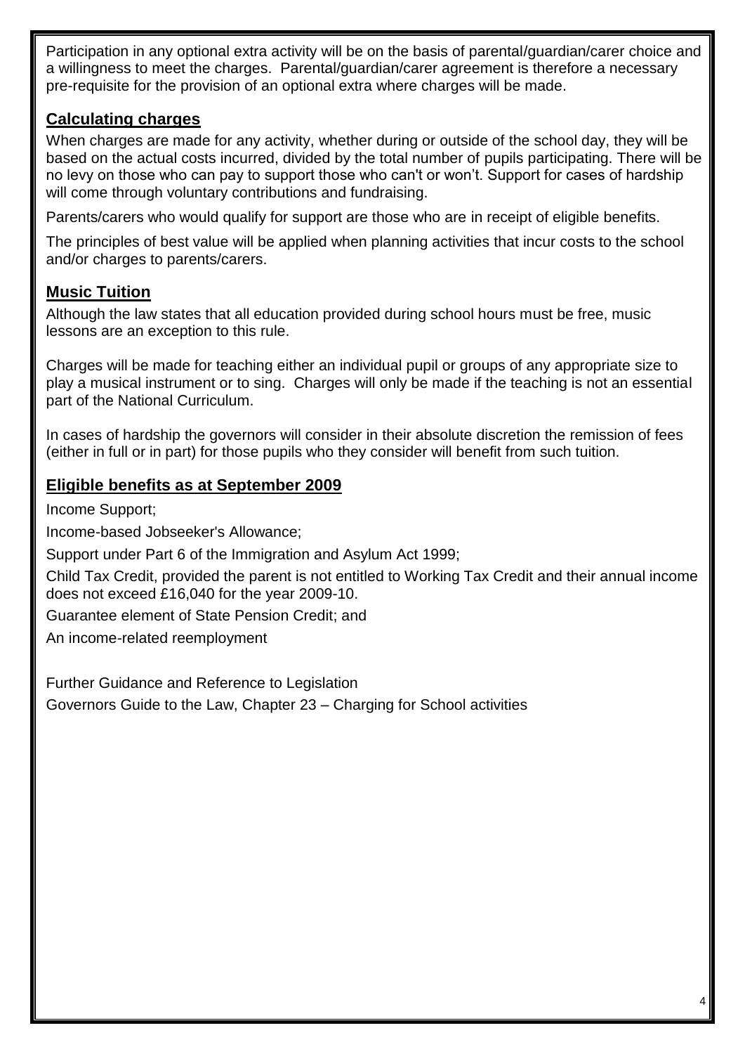Participation in any optional extra activity will be on the basis of parental/guardian/carer choice and a willingness to meet the charges. Parental/guardian/carer agreement is therefore a necessary pre-requisite for the provision of an optional extra where charges will be made.

## Calculating charges

When charges are made for any activity, whether during or outside of the school day, they will be based on the actual costs incurred, divided by the total number of pupils participating. There will be no levy on those who can pay to support those who can't or won't. Support for cases of hardship will come through voluntary contributions and fundraising.

Parents/carers who would qualify for support are those who are in receipt of eligible benefits.

The principles of best value will be applied when planning activities that incur costs to the school and/or charges to parents/carers.

## Music Tuition

Although the law states that all education provided during school hours must be free, music lessons are an exception to this rule.

Charges will be made for teaching either an individual pupil or groups of any appropriate size to play a musical instrument or to sing. Charges will only be made if the teaching is not an essential part of the National Curriculum.

In cases of hardship the governors will consider in their absolute discretion the remission of fees (either in full or in part) for those pupils who they consider will benefit from such tuition.

## Eligible benefits as at September 2009

Income Support;

Income-based Jobseeker's Allowance;

Support under Part 6 of the Immigration and Asylum Act 1999;

Child Tax Credit, provided the parent is not entitled to Working Tax Credit and their annual income does not exceed £16,040 for the year 2009-10.

Guarantee element of State Pension Credit; and

An income-related reemployment

Further Guidance and Reference to Legislation

Governors Guide to the Law, Chapter 23 – Charging for School activities